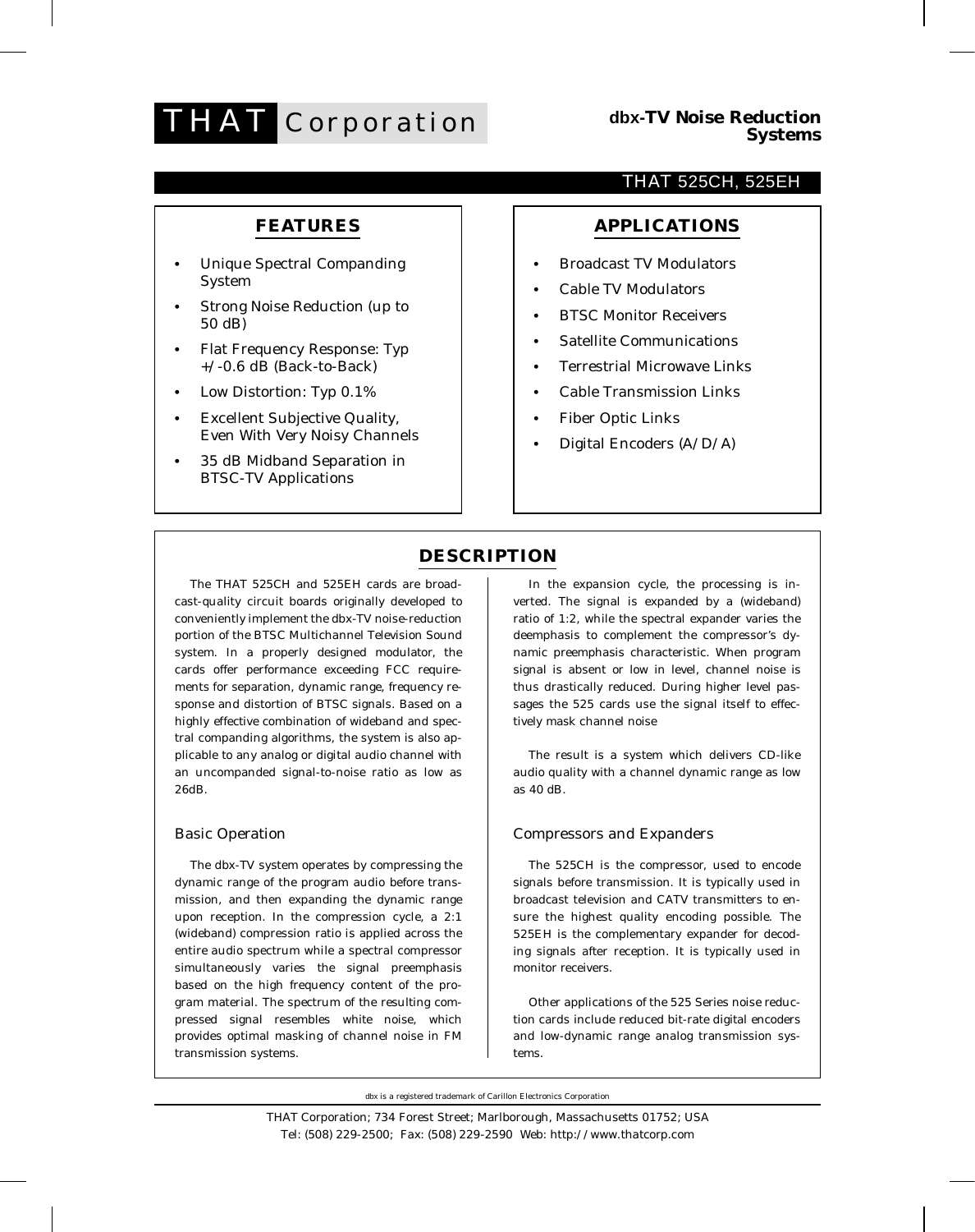# THAT Corporation

**dbx-TV Noise Reduction Systems**

## THAT 525CH, 525EH

### FEATURES

- Unique Spectral Companding System
- Strong Noise Reduction (up to 50 dB)
- Flat Frequency Response: Typ +/-0.6 dB (Back-to-Back)
- Low Distortion: Typ 0.1%
- Excellent Subjective Quality, Even With Very Noisy Channels
- 35 dB Midband Separation in BTSC-TV Applications

### APPLICATIONS

- Broadcast TV Modulators
- Cable TV Modulators
- BTSC Monitor Receivers
- Satellite Communications
- Terrestrial Microwave Links
- Cable Transmission Links
- Fiber Optic Links
- Digital Encoders (A/D/A)

### DESCRIPTION

The THAT 525CH and 525EH cards are broadcast-quality circuit boards originally developed to conveniently implement the dbx-TV noise-reduction portion of the BTSC Multichannel Television Sound system. In a properly designed modulator, the cards offer performance exceeding FCC requirements for separation, dynamic range, frequency response and distortion of BTSC signals. Based on a highly effective combination of wideband and spectral companding algorithms, the system is also applicable to any analog or digital audio channel with an uncompanded signal-to-noise ratio as low as 26dB.

#### Basic Operation

The dbx-TV system operates by compressing the dynamic range of the program audio before transmission, and then expanding the dynamic range upon reception. In the compression cycle, a 2:1 (wideband) compression ratio is applied across the entire audio spectrum while a spectral compressor simultaneously varies the signal preemphasis based on the high frequency content of the program material. The spectrum of the resulting compressed signal resembles white noise, which provides optimal masking of channel noise in FM transmission systems.

In the expansion cycle, the processing is inverted. The signal is expanded by a (wideband) ratio of 1:2, while the spectral expander varies the deemphasis to complement the compressor's dynamic preemphasis characteristic. When program signal is absent or low in level, channel noise is thus drastically reduced. During higher level passages the 525 cards use the signal itself to effectively mask channel noise

The result is a system which delivers CD-like audio quality with a channel dynamic range as low as 40 dB.

#### Compressors and Expanders

The 525CH is the compressor, used to encode signals before transmission. It is typically used in broadcast television and CATV transmitters to ensure the highest quality encoding possible. The 525EH is the complementary expander for decoding signals after reception. It is typically used in monitor receivers.

Other applications of the 525 Series noise reduction cards include reduced bit-rate digital encoders and low-dynamic range analog transmission systems.

dbx is a registered trademark of Carillon Electronics Corporation

THAT Corporation; 734 Forest Street; Marlborough, Massachusetts 01752; USA
Tel: (508) 229-2500; Fax: (508) 229-2590 Web: http://www.thatcorp.com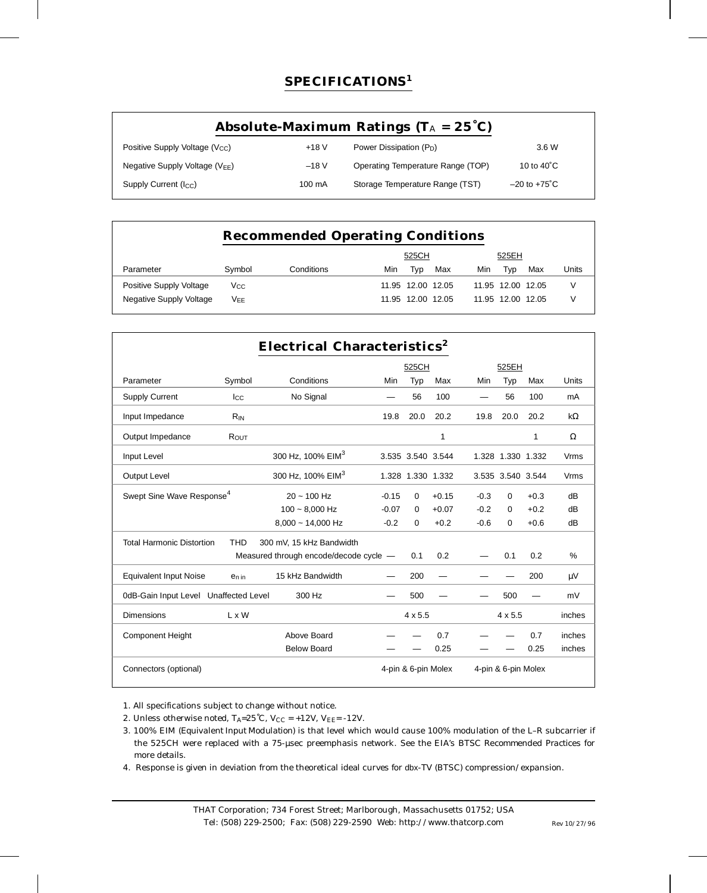# SPECIFICATIONS[1]

## Absolute-Maximum Ratings ($T_A$ = 25˚C)

| | | | |
|---|---|---|---|
| Positive Supply Voltage ($V_{CC}$) | +18 V | Power Dissipation ($P_D$) | 3.6 W |
| Negative Supply Voltage ($V_{EE}$) | –18 V | Operating Temperature Range (TOP) | 10 to 40˚C |
| Supply Current ($I_{CC}$) | 100 mA | Storage Temperature Range (TST) | –20 to +75˚C |

## Recommended Operating Conditions

| | | | 525CH | | | 525EH | | | |
|---|---|---|---|---|---|---|---|---|---|
| Parameter | Symbol | Conditions | Min | Typ | Max | Min | Typ | Max | Units |
| Positive Supply Voltage | $V_{CC}$ | | 11.95 | 12.00 | 12.05 | 11.95 | 12.00 | 12.05 | V |
| Negative Supply Voltage | $V_{EE}$ | | 11.95 | 12.00 | 12.05 | 11.95 | 12.00 | 12.05 | V |

## Electrical Characteristics[2]

| | | | 525CH | | | 525EH | | | |
|---|---|---|---|---|---|---|---|---|---|
| Parameter | Symbol | Conditions | Min | Typ | Max | Min | Typ | Max | Units |
| Supply Current | $I_{CC}$ | No Signal | — | 56 | 100 | — | 56 | 100 | mA |
| Input Impedance | $R_{IN}$ | | 19.8 | 20.0 | 20.2 | 19.8 | 20.0 | 20.2 | kΩ |
| Output Impedance | $R_{OUT}$ | | | | 1 | | | 1 | Ω |
| Input Level | | 300 Hz, 100% EIM[3] | 3.535 | 3.540 | 3.544 | 1.328 | 1.330 | 1.332 | Vrms |
| Output Level | | 300 Hz, 100% EIM[3] | 1.328 | 1.330 | 1.332 | 3.535 | 3.540 | 3.544 | Vrms |
| Swept Sine Wave Response[4] | | 20 ~ 100 Hz | -0.15 | 0 | +0.15 | -0.3 | 0 | +0.3 | dB |
| | | 100 ~ 8,000 Hz | -0.07 | 0 | +0.07 | -0.2 | 0 | +0.2 | dB |
| | | 8,000 ~ 14,000 Hz | -0.2 | 0 | +0.2 | -0.6 | 0 | +0.6 | dB |
| Total Harmonic Distortion | THD | 300 mV, 15 kHz Bandwidth Measured through encode/decode cycle | — | 0.1 | 0.2 | — | 0.1 | 0.2 | % |
| Equivalent Input Noise | $e_{n\,in}$ | 15 kHz Bandwidth | — | 200 | — | — | — | 200 | µV |
| 0dB-Gain Input Level | Unaffected Level | 300 Hz | — | 500 | — | — | 500 | — | mV |
| Dimensions | L x W | | | 4 x 5.5 | | | 4 x 5.5 | | inches |
| Component Height | | Above Board | — | — | 0.7 | — | — | 0.7 | inches |
| | | Below Board | — | — | 0.25 | — | — | 0.25 | inches |
| Connectors (optional) | | | | 4-pin & 6-pin Molex | | | 4-pin & 6-pin Molex | | |

1. All specifications subject to change without notice.
2. Unless otherwise noted, $T_A$=25˚C, $V_{CC}$ = +12V, $V_{EE}$ = -12V.
3. 100% EIM (Equivalent Input Modulation) is that level which would cause 100% modulation of the L–R subcarrier if the 525CH were replaced with a 75-µsec preemphasis network. See the EIA's BTSC Recommended Practices for more details.
4. Response is given in deviation from the theoretical ideal curves for dbx-TV (BTSC) compression/expansion.

THAT Corporation; 734 Forest Street; Marlborough, Massachusetts 01752; USA
Tel: (508) 229-2500; Fax: (508) 229-2590 Web: http://www.thatcorp.com

Rev 10/27/96